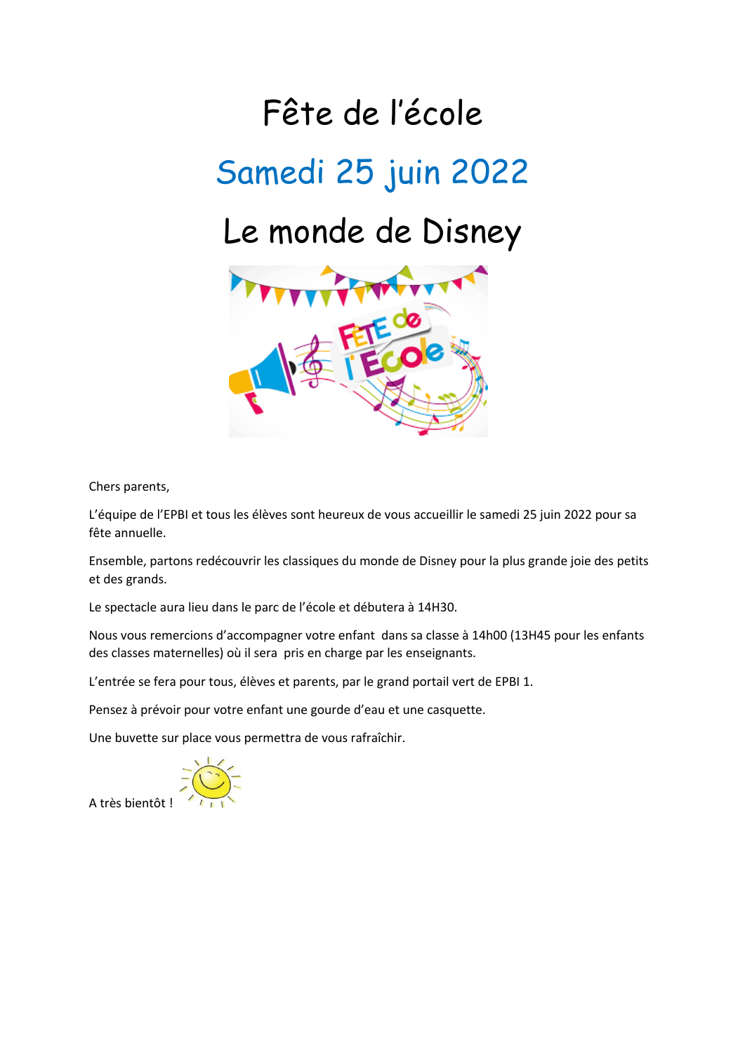# Fête de l'école

## Samedi 25 juin 2022

## Le monde de Disney

Chers parents,

L'équipe de l'EPBI et tous les élèves sont heureux de vous accueillir le samedi 25 juin 2022 pour sa fête annuelle.

Ensemble, partons redécouvrir les classiques du monde de Disney pour la plus grande joie des petits et des grands.

Le spectacle aura lieu dans le parc de l'école et débutera à 14H30.

Nous vous remercions d'accompagner votre enfant dans sa classe à 14h00 (13H45 pour les enfants des classes maternelles) où il sera pris en charge par les enseignants.

L'entrée se fera pour tous, élèves et parents, par le grand portail vert de EPBI 1.

Pensez à prévoir pour votre enfant une gourde d'eau et une casquette.

Une buvette sur place vous permettra de vous rafraîchir.

A très bientôt !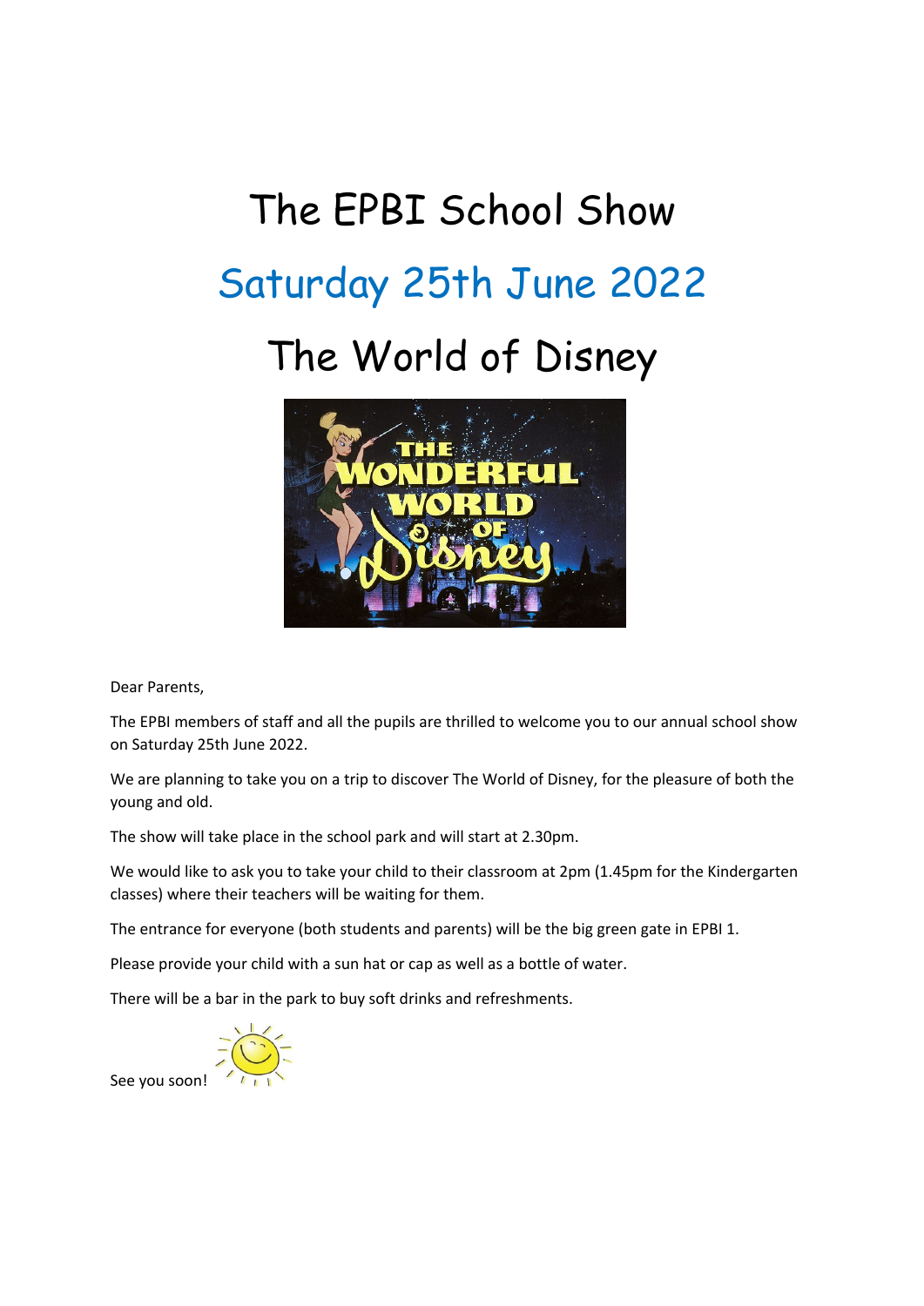# The EPBI School Show

## Saturday 25th June 2022

## The World of Disney

Dear Parents,

The EPBI members of staff and all the pupils are thrilled to welcome you to our annual school show on Saturday 25th June 2022.

We are planning to take you on a trip to discover The World of Disney, for the pleasure of both the young and old.

The show will take place in the school park and will start at 2.30pm.

We would like to ask you to take your child to their classroom at 2pm (1.45pm for the Kindergarten classes) where their teachers will be waiting for them.

The entrance for everyone (both students and parents) will be the big green gate in EPBI 1.

Please provide your child with a sun hat or cap as well as a bottle of water.

There will be a bar in the park to buy soft drinks and refreshments.

See you soon!